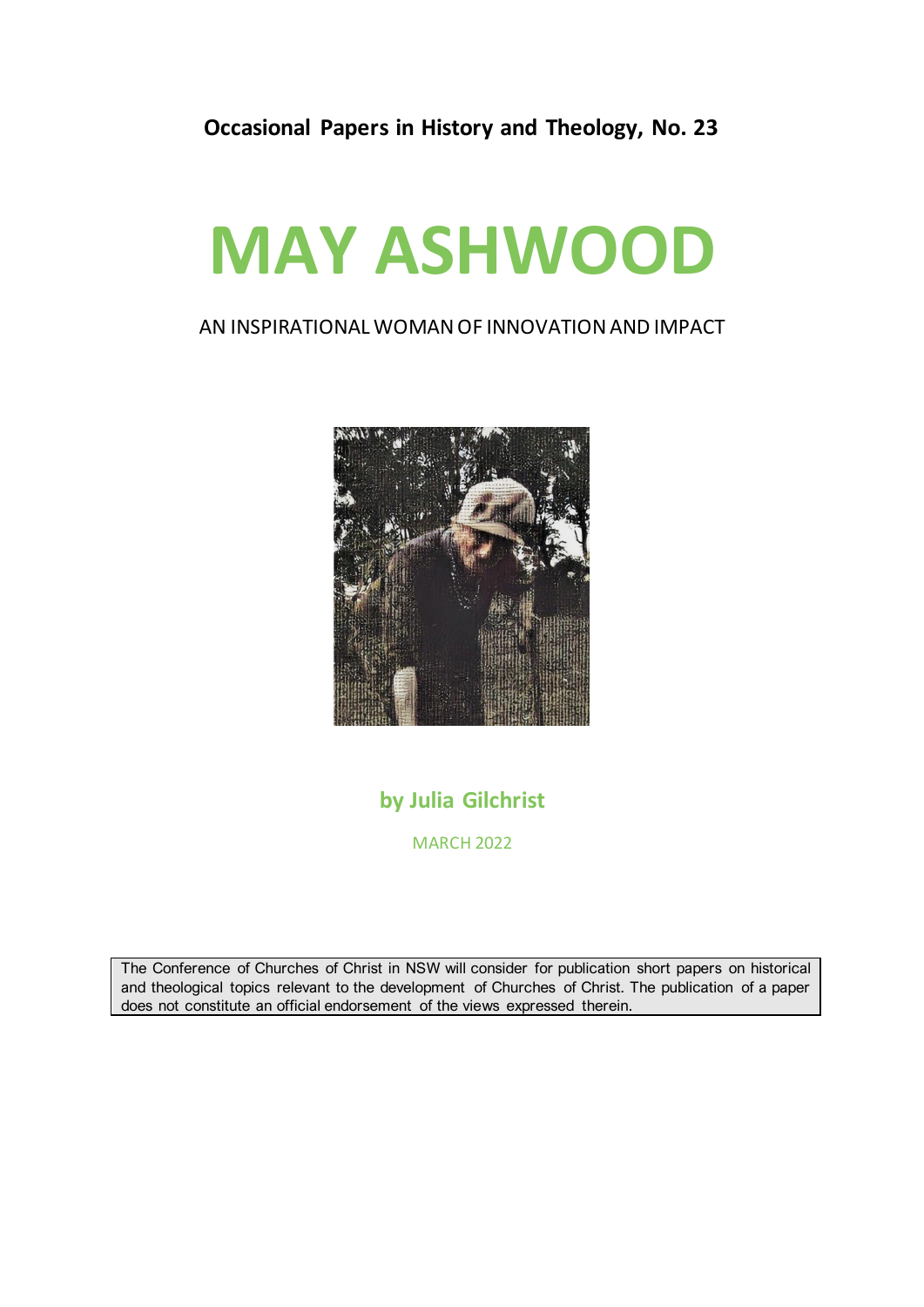**Occasional Papers in History and Theology, No. 23**

# MAY ASHWOOD

AN INSPIRATIONAL WOMAN OF INNOVATION AND IMPACT

**by Julia Gilchrist**

MARCH 2022

The Conference of Churches of Christ in NSW will consider for publication short papers on historical and theological topics relevant to the development of Churches of Christ. The publication of a paper does not constitute an official endorsement of the views expressed therein.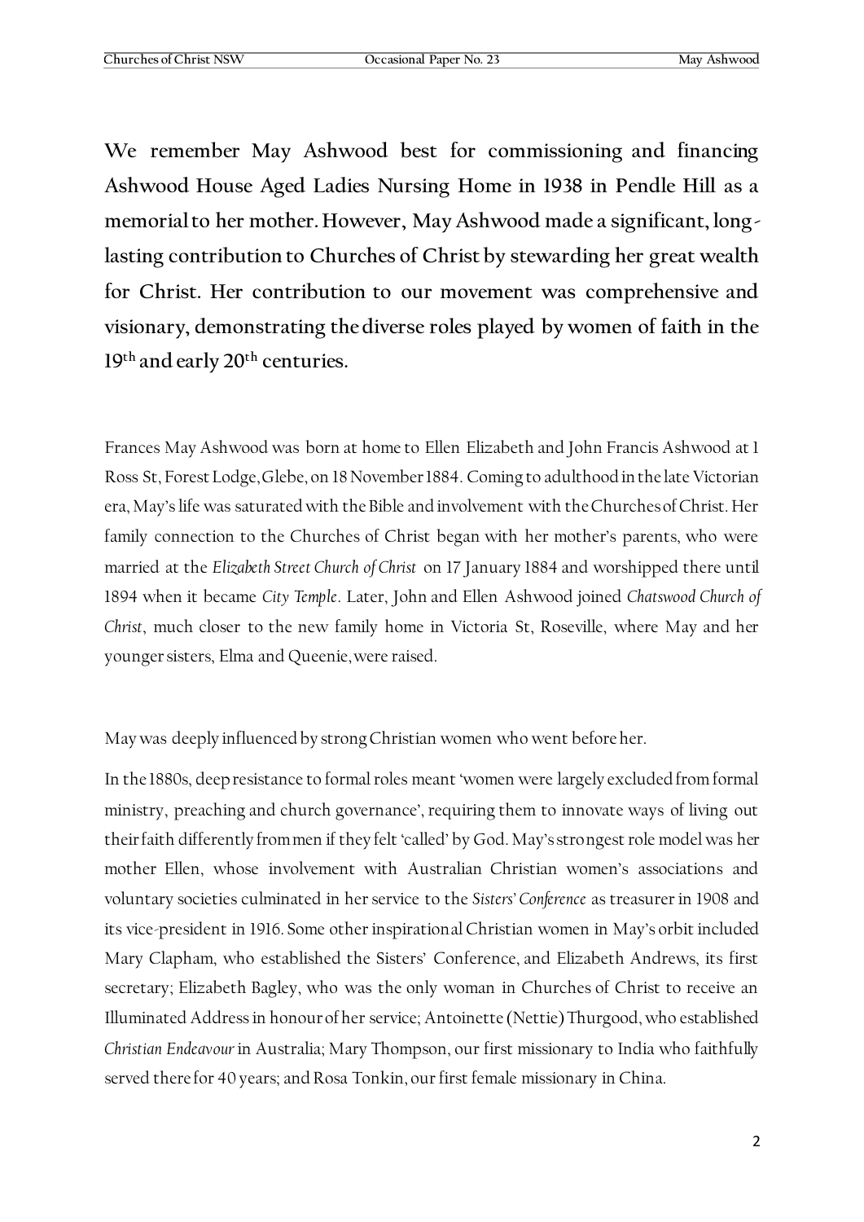**We remember May Ashwood best for commissioning and financing Ashwood House Aged Ladies Nursing Home in 1938 in Pendle Hill as a memorial to her mother. However, May Ashwood made a significant, long-lasting contribution to Churches of Christ by stewarding her great wealth for Christ. Her contribution to our movement was comprehensive and visionary, demonstrating the diverse roles played by women of faith in the 19th and early 20th centuries.**

Frances May Ashwood was born at home to Ellen Elizabeth and John Francis Ashwood at 1 Ross St, Forest Lodge, Glebe, on 18 November 1884. Coming to adulthood in the late Victorian era, May's life was saturated with the Bible and involvement with the Churches of Christ. Her family connection to the Churches of Christ began with her mother's parents, who were married at the *Elizabeth Street Church of Christ* on 17 January 1884 and worshipped there until 1894 when it became *City Temple*. Later, John and Ellen Ashwood joined *Chatswood Church of Christ*, much closer to the new family home in Victoria St, Roseville, where May and her younger sisters, Elma and Queenie, were raised.

May was deeply influenced by strong Christian women who went before her.

In the 1880s, deep resistance to formal roles meant 'women were largely excluded from formal ministry, preaching and church governance', requiring them to innovate ways of living out their faith differently from men if they felt 'called' by God. May's strongest role model was her mother Ellen, whose involvement with Australian Christian women's associations and voluntary societies culminated in her service to the *Sisters' Conference* as treasurer in 1908 and its vice-president in 1916. Some other inspirational Christian women in May's orbit included Mary Clapham, who established the Sisters' Conference, and Elizabeth Andrews, its first secretary; Elizabeth Bagley, who was the only woman in Churches of Christ to receive an Illuminated Address in honour of her service; Antoinette (Nettie) Thurgood, who established *Christian Endeavour* in Australia; Mary Thompson, our first missionary to India who faithfully served there for 40 years; and Rosa Tonkin, our first female missionary in China.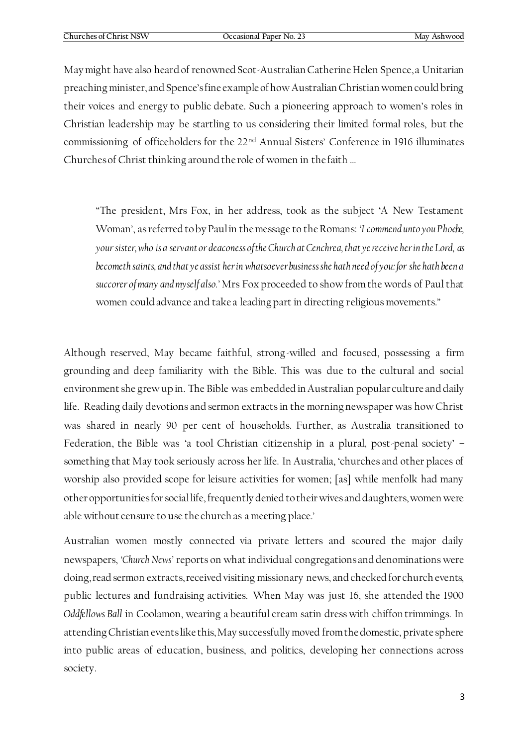May might have also heard of renowned Scot-Australian Catherine Helen Spence, a Unitarian preaching minister, and Spence's fine example of how Australian Christian women could bring their voices and energy to public debate. Such a pioneering approach to women's roles in Christian leadership may be startling to us considering their limited formal roles, but the commissioning of officeholders for the 22nd Annual Sisters' Conference in 1916 illuminates Churches of Christ thinking around the role of women in the faith …

> "The president, Mrs Fox, in her address, took as the subject 'A New Testament Woman', as referred to by Paul in the message to the Romans: '*I commend unto you Phoebe, your sister, who is a servant or deaconess of the Church at Cenchrea, that ye receive her in the Lord, as becometh saints, and that ye assist her in whatsoever business she hath need of you: for she hath been a succorer of many and myself also.*' Mrs Fox proceeded to show from the words of Paul that women could advance and take a leading part in directing religious movements."

Although reserved, May became faithful, strong-willed and focused, possessing a firm grounding and deep familiarity with the Bible. This was due to the cultural and social environment she grew up in. The Bible was embedded in Australian popular culture and daily life. Reading daily devotions and sermon extracts in the morning newspaper was how Christ was shared in nearly 90 per cent of households. Further, as Australia transitioned to Federation, the Bible was 'a tool Christian citizenship in a plural, post-penal society' – something that May took seriously across her life. In Australia, 'churches and other places of worship also provided scope for leisure activities for women; [as] while menfolk had many other opportunities for social life, frequently denied to their wives and daughters, women were able without censure to use the church as a meeting place.'

Australian women mostly connected via private letters and scoured the major daily newspapers, '*Church News*' reports on what individual congregations and denominations were doing, read sermon extracts, received visiting missionary news, and checked for church events, public lectures and fundraising activities. When May was just 16, she attended the 1900 *Oddfellows Ball* in Coolamon, wearing a beautiful cream satin dress with chiffon trimmings. In attending Christian events like this, May successfully moved from the domestic, private sphere into public areas of education, business, and politics, developing her connections across society.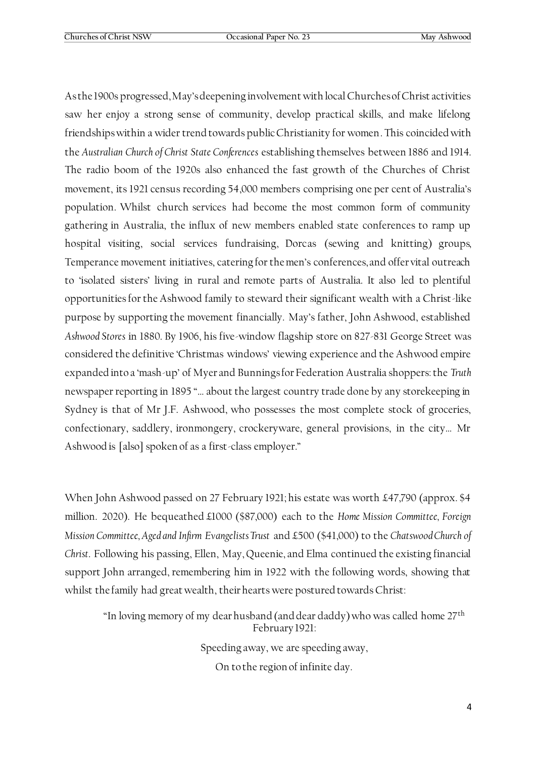As the 1900s progressed, May's deepening involvement with local Churches of Christ activities saw her enjoy a strong sense of community, develop practical skills, and make lifelong friendships within a wider trend towards public Christianity for women. This coincided with the *Australian Church of Christ State Conferences* establishing themselves between 1886 and 1914. The radio boom of the 1920s also enhanced the fast growth of the Churches of Christ movement, its 1921 census recording 54,000 members comprising one per cent of Australia's population. Whilst church services had become the most common form of community gathering in Australia, the influx of new members enabled state conferences to ramp up hospital visiting, social services fundraising, Dorcas (sewing and knitting) groups, Temperance movement initiatives, catering for the men's conferences, and offer vital outreach to 'isolated sisters' living in rural and remote parts of Australia. It also led to plentiful opportunities for the Ashwood family to steward their significant wealth with a Christ-like purpose by supporting the movement financially. May's father, John Ashwood, established *Ashwood Stores* in 1880. By 1906, his five-window flagship store on 827-831 George Street was considered the definitive 'Christmas windows' viewing experience and the Ashwood empire expanded into a 'mash-up' of Myer and Bunnings for Federation Australia shoppers: the *Truth* newspaper reporting in 1895 "… about the largest country trade done by any storekeeping in Sydney is that of Mr J.F. Ashwood, who possesses the most complete stock of groceries, confectionary, saddlery, ironmongery, crockeryware, general provisions, in the city… Mr Ashwood is [also] spoken of as a first-class employer."

When John Ashwood passed on 27 February 1921; his estate was worth £47,790 (approx. $4 million. 2020). He bequeathed £1000 ($87,000) each to the *Home Mission Committee, Foreign Mission Committee, Aged and Infirm Evangelists Trust* and £500 ($41,000) to the *Chatswood Church of Christ*. Following his passing, Ellen, May, Queenie, and Elma continued the existing financial support John arranged, remembering him in 1922 with the following words, showing that whilst the family had great wealth, their hearts were postured towards Christ:

> "In loving memory of my dear husband (and dear daddy) who was called home 27th February 1921:
>
> Speeding away, we are speeding away,
>
> On to the region of infinite day.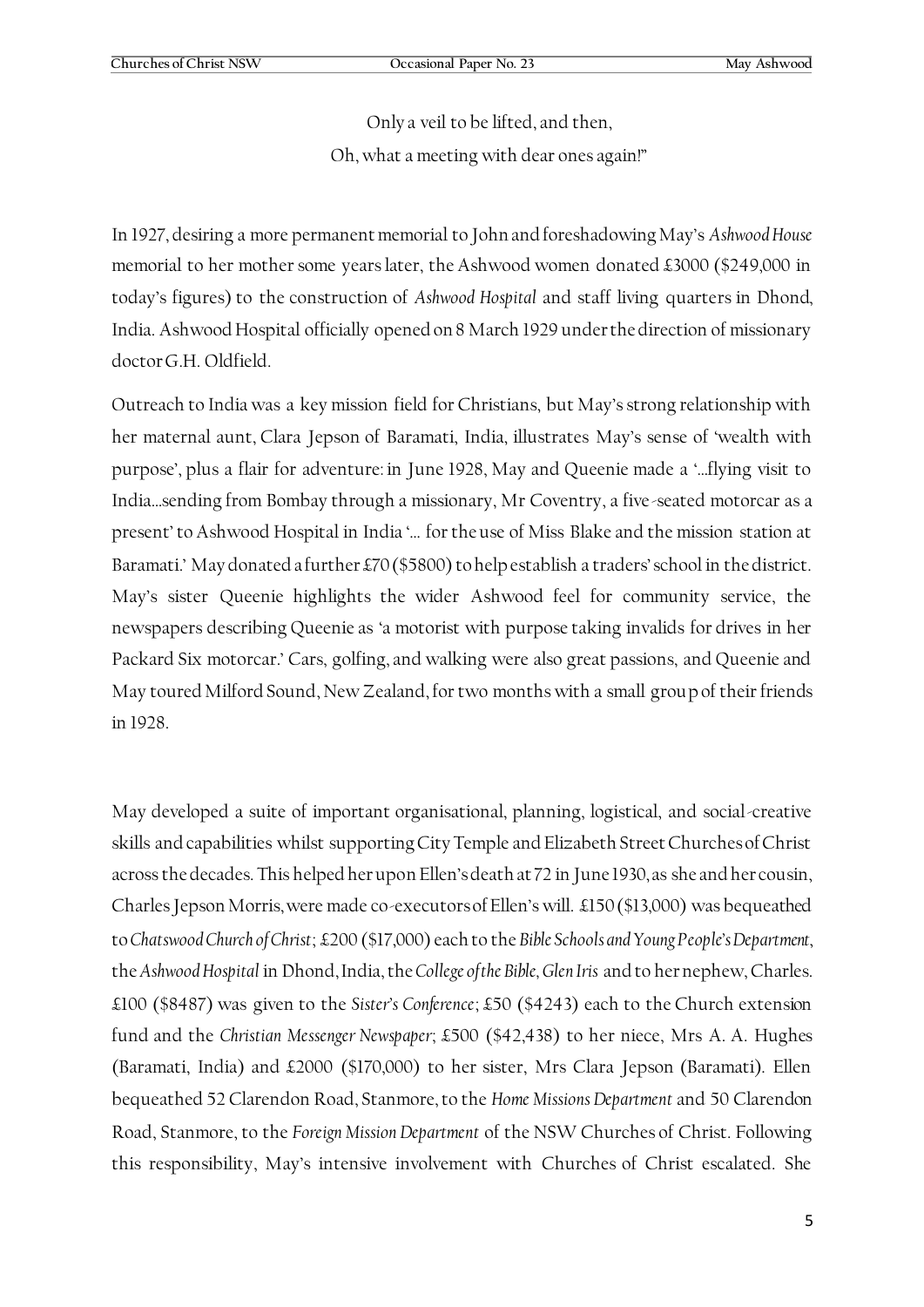Only a veil to be lifted, and then,
Oh, what a meeting with dear ones again!"

In 1927, desiring a more permanent memorial to John and foreshadowing May's *Ashwood House* memorial to her mother some years later, the Ashwood women donated £3000 ($249,000 in today's figures) to the construction of *Ashwood Hospital* and staff living quarters in Dhond, India. Ashwood Hospital officially opened on 8 March 1929 under the direction of missionary doctor G.H. Oldfield.

Outreach to India was a key mission field for Christians, but May's strong relationship with her maternal aunt, Clara Jepson of Baramati, India, illustrates May's sense of 'wealth with purpose', plus a flair for adventure: in June 1928, May and Queenie made a '...flying visit to India...sending from Bombay through a missionary, Mr Coventry, a five-seated motorcar as a present' to Ashwood Hospital in India '... for the use of Miss Blake and the mission station at Baramati.' May donated a further £70 ($5800) to help establish a traders' school in the district. May's sister Queenie highlights the wider Ashwood feel for community service, the newspapers describing Queenie as 'a motorist with purpose taking invalids for drives in her Packard Six motorcar.' Cars, golfing, and walking were also great passions, and Queenie and May toured Milford Sound, New Zealand, for two months with a small group of their friends in 1928.

May developed a suite of important organisational, planning, logistical, and social-creative skills and capabilities whilst supporting City Temple and Elizabeth Street Churches of Christ across the decades. This helped her upon Ellen's death at 72 in June 1930, as she and her cousin, Charles Jepson Morris, were made co-executors of Ellen's will. £150 ($13,000) was bequeathed to *Chatswood Church of Christ*; £200 ($17,000) each to the *Bible Schools and Young People's Department*, the *Ashwood Hospital* in Dhond, India, the *College of the Bible, Glen Iris* and to her nephew, Charles. £100 ($8487) was given to the *Sister's Conference*; £50 ($4243) each to the Church extension fund and the *Christian Messenger Newspaper*; £500 ($42,438) to her niece, Mrs A. A. Hughes (Baramati, India) and £2000 ($170,000) to her sister, Mrs Clara Jepson (Baramati). Ellen bequeathed 52 Clarendon Road, Stanmore, to the *Home Missions Department* and 50 Clarendon Road, Stanmore, to the *Foreign Mission Department* of the NSW Churches of Christ. Following this responsibility, May's intensive involvement with Churches of Christ escalated. She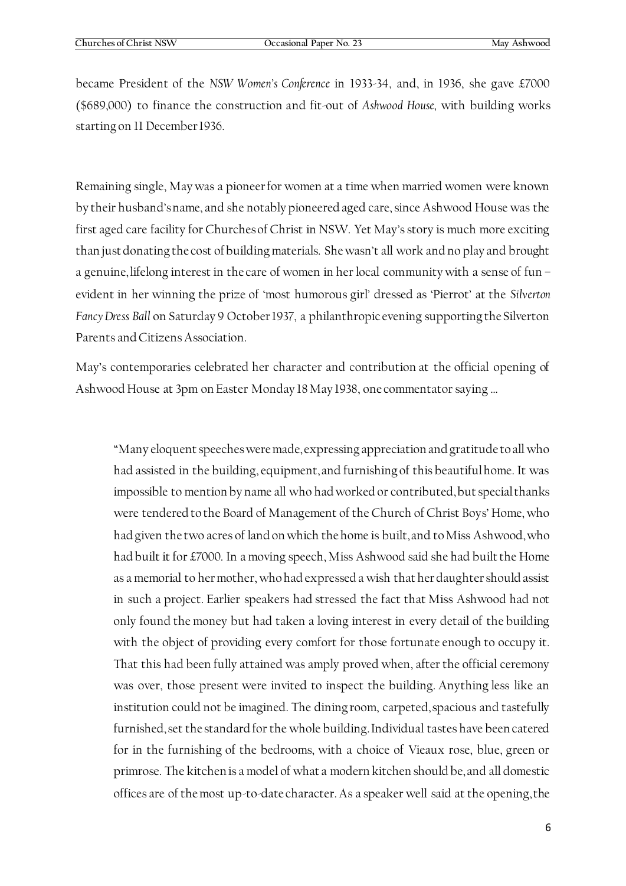became President of the *NSW Women's Conference* in 1933-34, and, in 1936, she gave £7000 ($689,000) to finance the construction and fit-out of *Ashwood House*, with building works starting on 11 December 1936.

Remaining single, May was a pioneer for women at a time when married women were known by their husband's name, and she notably pioneered aged care, since Ashwood House was the first aged care facility for Churches of Christ in NSW. Yet May's story is much more exciting than just donating the cost of building materials. She wasn't all work and no play and brought a genuine, lifelong interest in the care of women in her local community with a sense of fun – evident in her winning the prize of 'most humorous girl' dressed as 'Pierrot' at the *Silverton Fancy Dress Ball* on Saturday 9 October 1937, a philanthropic evening supporting the Silverton Parents and Citizens Association.

May's contemporaries celebrated her character and contribution at the official opening of Ashwood House at 3pm on Easter Monday 18 May 1938, one commentator saying …

> "Many eloquent speeches were made, expressing appreciation and gratitude to all who had assisted in the building, equipment, and furnishing of this beautiful home. It was impossible to mention by name all who had worked or contributed, but special thanks were tendered to the Board of Management of the Church of Christ Boys' Home, who had given the two acres of land on which the home is built, and to Miss Ashwood, who had built it for £7000. In a moving speech, Miss Ashwood said she had built the Home as a memorial to her mother, who had expressed a wish that her daughter should assist in such a project. Earlier speakers had stressed the fact that Miss Ashwood had not only found the money but had taken a loving interest in every detail of the building with the object of providing every comfort for those fortunate enough to occupy it. That this had been fully attained was amply proved when, after the official ceremony was over, those present were invited to inspect the building. Anything less like an institution could not be imagined. The dining room, carpeted, spacious and tastefully furnished, set the standard for the whole building. Individual tastes have been catered for in the furnishing of the bedrooms, with a choice of Vieaux rose, blue, green or primrose. The kitchen is a model of what a modern kitchen should be, and all domestic offices are of the most up-to-date character. As a speaker well said at the opening, the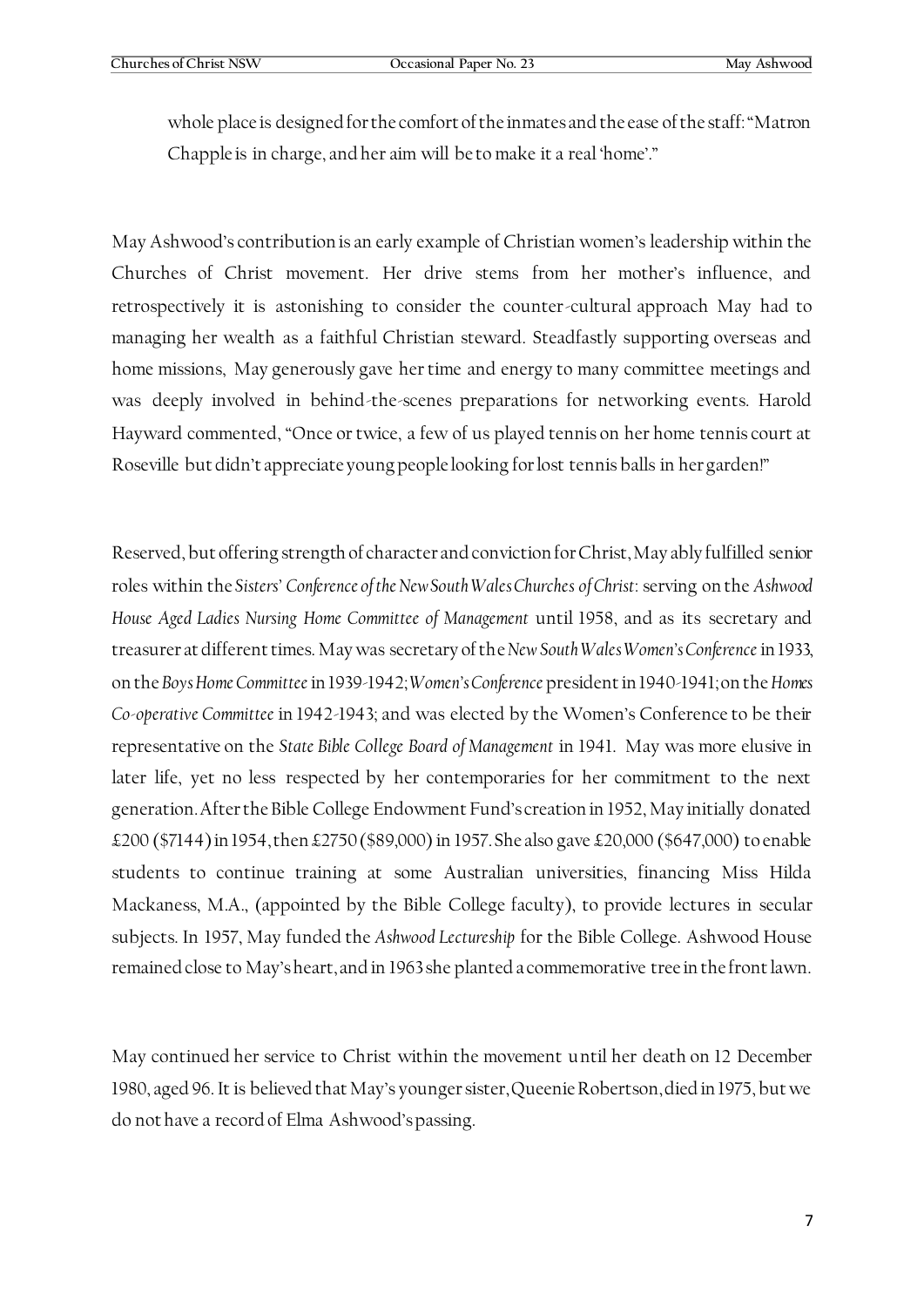whole place is designed for the comfort of the inmates and the ease of the staff: "Matron Chapple is in charge, and her aim will be to make it a real 'home'."

May Ashwood's contribution is an early example of Christian women's leadership within the Churches of Christ movement. Her drive stems from her mother's influence, and retrospectively it is astonishing to consider the counter-cultural approach May had to managing her wealth as a faithful Christian steward. Steadfastly supporting overseas and home missions, May generously gave her time and energy to many committee meetings and was deeply involved in behind-the-scenes preparations for networking events. Harold Hayward commented, "Once or twice, a few of us played tennis on her home tennis court at Roseville but didn't appreciate young people looking for lost tennis balls in her garden!"

Reserved, but offering strength of character and conviction for Christ, May ably fulfilled senior roles within the *Sisters' Conference of the New South Wales Churches of Christ*: serving on the *Ashwood House Aged Ladies Nursing Home Committee of Management* until 1958, and as its secretary and treasurer at different times. May was secretary of the *New South Wales Women's Conference* in 1933, on the *Boys Home Committee* in 1939-1942; *Women's Conference* president in 1940-1941; on the *Homes Co-operative Committee* in 1942-1943; and was elected by the Women's Conference to be their representative on the *State Bible College Board of Management* in 1941. May was more elusive in later life, yet no less respected by her contemporaries for her commitment to the next generation. After the Bible College Endowment Fund's creation in 1952, May initially donated £200 ($7144) in 1954, then £2750 ($89,000) in 1957. She also gave £20,000 ($647,000) to enable students to continue training at some Australian universities, financing Miss Hilda Mackaness, M.A., (appointed by the Bible College faculty), to provide lectures in secular subjects. In 1957, May funded the *Ashwood Lectureship* for the Bible College. Ashwood House remained close to May's heart, and in 1963 she planted a commemorative tree in the front lawn.

May continued her service to Christ within the movement until her death on 12 December 1980, aged 96. It is believed that May's younger sister, Queenie Robertson, died in 1975, but we do not have a record of Elma Ashwood's passing.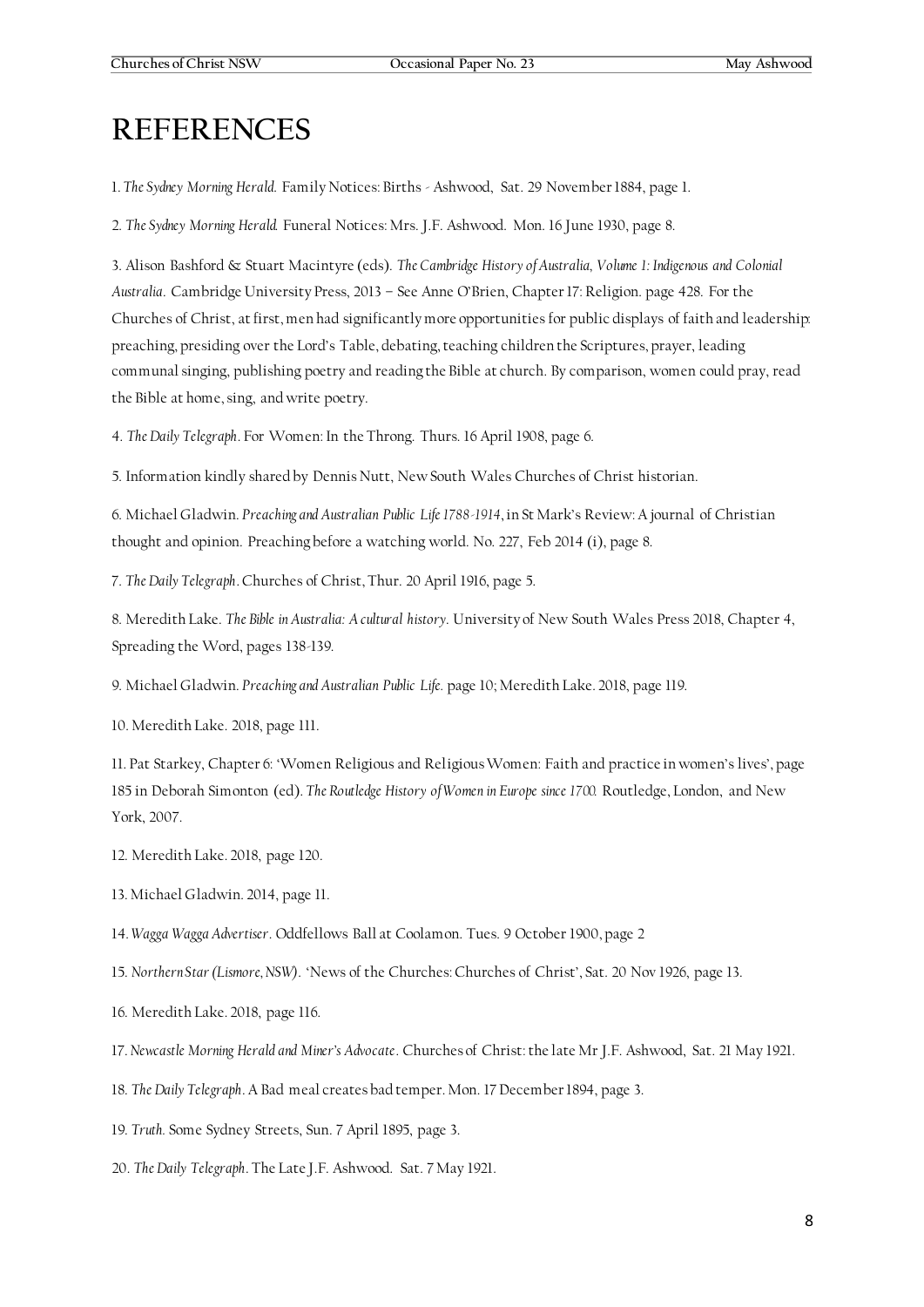# REFERENCES

1. *The Sydney Morning Herald.* Family Notices: Births - Ashwood, Sat. 29 November 1884, page 1.

2. *The Sydney Morning Herald.* Funeral Notices: Mrs. J.F. Ashwood. Mon. 16 June 1930, page 8.

3. Alison Bashford & Stuart Macintyre (eds). *The Cambridge History of Australia, Volume 1: Indigenous and Colonial Australia.* Cambridge University Press, 2013 – See Anne O'Brien, Chapter 17: Religion. page 428. For the Churches of Christ, at first, men had significantly more opportunities for public displays of faith and leadership: preaching, presiding over the Lord's Table, debating, teaching children the Scriptures, prayer, leading communal singing, publishing poetry and reading the Bible at church. By comparison, women could pray, read the Bible at home, sing, and write poetry.

4. *The Daily Telegraph*. For Women: In the Throng. Thurs. 16 April 1908, page 6.

5. Information kindly shared by Dennis Nutt, New South Wales Churches of Christ historian.

6. Michael Gladwin. *Preaching and Australian Public Life 1788-1914*, in St Mark's Review: A journal of Christian thought and opinion. Preaching before a watching world. No. 227, Feb 2014 (i), page 8.

7. *The Daily Telegraph*. Churches of Christ, Thur. 20 April 1916, page 5.

8. Meredith Lake. *The Bible in Australia: A cultural history*. University of New South Wales Press 2018, Chapter 4, Spreading the Word, pages 138-139.

9. Michael Gladwin. *Preaching and Australian Public Life.* page 10; Meredith Lake. 2018, page 119.

10. Meredith Lake. 2018, page 111.

11. Pat Starkey, Chapter 6: 'Women Religious and Religious Women: Faith and practice in women's lives', page 185 in Deborah Simonton (ed). *The Routledge History of Women in Europe since 1700.* Routledge, London, and New York, 2007.

12. Meredith Lake. 2018, page 120.

13. Michael Gladwin. 2014, page 11.

14. *Wagga Wagga Advertiser*. Oddfellows Ball at Coolamon. Tues. 9 October 1900, page 2

15. *Northern Star (Lismore, NSW)*. 'News of the Churches: Churches of Christ', Sat. 20 Nov 1926, page 13.

16. Meredith Lake. 2018, page 116.

17. *Newcastle Morning Herald and Miner's Advocate*. Churches of Christ: the late Mr J.F. Ashwood, Sat. 21 May 1921.

18. *The Daily Telegraph*. A Bad meal creates bad temper. Mon. 17 December 1894, page 3.

19. *Truth.* Some Sydney Streets, Sun. 7 April 1895, page 3.

20. *The Daily Telegraph*. The Late J.F. Ashwood. Sat. 7 May 1921.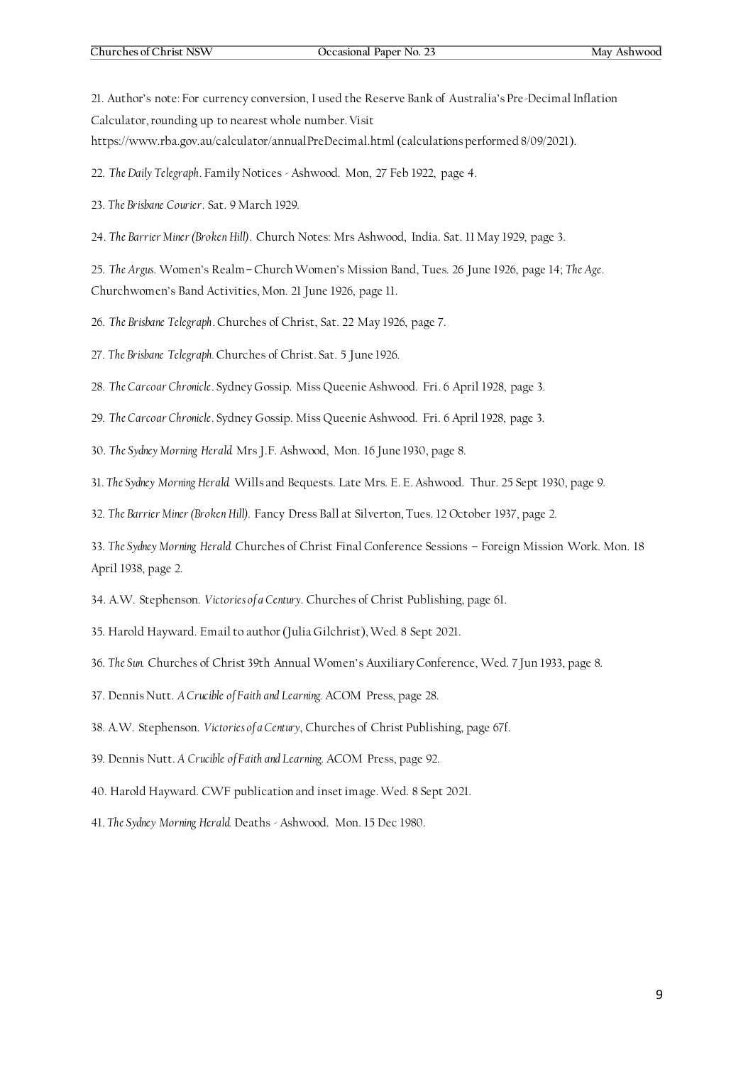21. Author's note: For currency conversion, I used the Reserve Bank of Australia's Pre-Decimal Inflation Calculator, rounding up to nearest whole number. Visit https://www.rba.gov.au/calculator/annualPreDecimal.html (calculations performed 8/09/2021).

22. *The Daily Telegraph*. Family Notices - Ashwood. Mon, 27 Feb 1922, page 4.

23. *The Brisbane Courier*. Sat. 9 March 1929.

24. *The Barrier Miner (Broken Hill)*. Church Notes: Mrs Ashwood, India. Sat. 11 May 1929, page 3.

25. *The Argus*. Women's Realm – Church Women's Mission Band, Tues. 26 June 1926, page 14; *The Age*. Churchwomen's Band Activities, Mon. 21 June 1926, page 11.

26. *The Brisbane Telegraph*. Churches of Christ, Sat. 22 May 1926, page 7.

27. *The Brisbane Telegraph*. Churches of Christ. Sat. 5 June 1926.

28. *The Carcoar Chronicle*. Sydney Gossip. Miss Queenie Ashwood. Fri. 6 April 1928, page 3.

29. *The Carcoar Chronicle*. Sydney Gossip. Miss Queenie Ashwood. Fri. 6 April 1928, page 3.

30. *The Sydney Morning Herald*. Mrs J.F. Ashwood, Mon. 16 June 1930, page 8.

31. *The Sydney Morning Herald*. Wills and Bequests. Late Mrs. E. E. Ashwood. Thur. 25 Sept 1930, page 9.

32. *The Barrier Miner (Broken Hill)*. Fancy Dress Ball at Silverton, Tues. 12 October 1937, page 2.

33. *The Sydney Morning Herald*. Churches of Christ Final Conference Sessions – Foreign Mission Work. Mon. 18 April 1938, page 2.

34. A.W. Stephenson. *Victories of a Century*. Churches of Christ Publishing, page 61.

35. Harold Hayward. Email to author (Julia Gilchrist), Wed. 8 Sept 2021.

36. *The Sun*. Churches of Christ 39th Annual Women's Auxiliary Conference, Wed. 7 Jun 1933, page 8.

37. Dennis Nutt. *A Crucible of Faith and Learning*. ACOM Press, page 28.

38. A.W. Stephenson. *Victories of a Century*, Churches of Christ Publishing, page 67f.

39. Dennis Nutt. *A Crucible of Faith and Learning*. ACOM Press, page 92.

40. Harold Hayward. CWF publication and inset image. Wed. 8 Sept 2021.

41. *The Sydney Morning Herald*. Deaths - Ashwood. Mon. 15 Dec 1980.